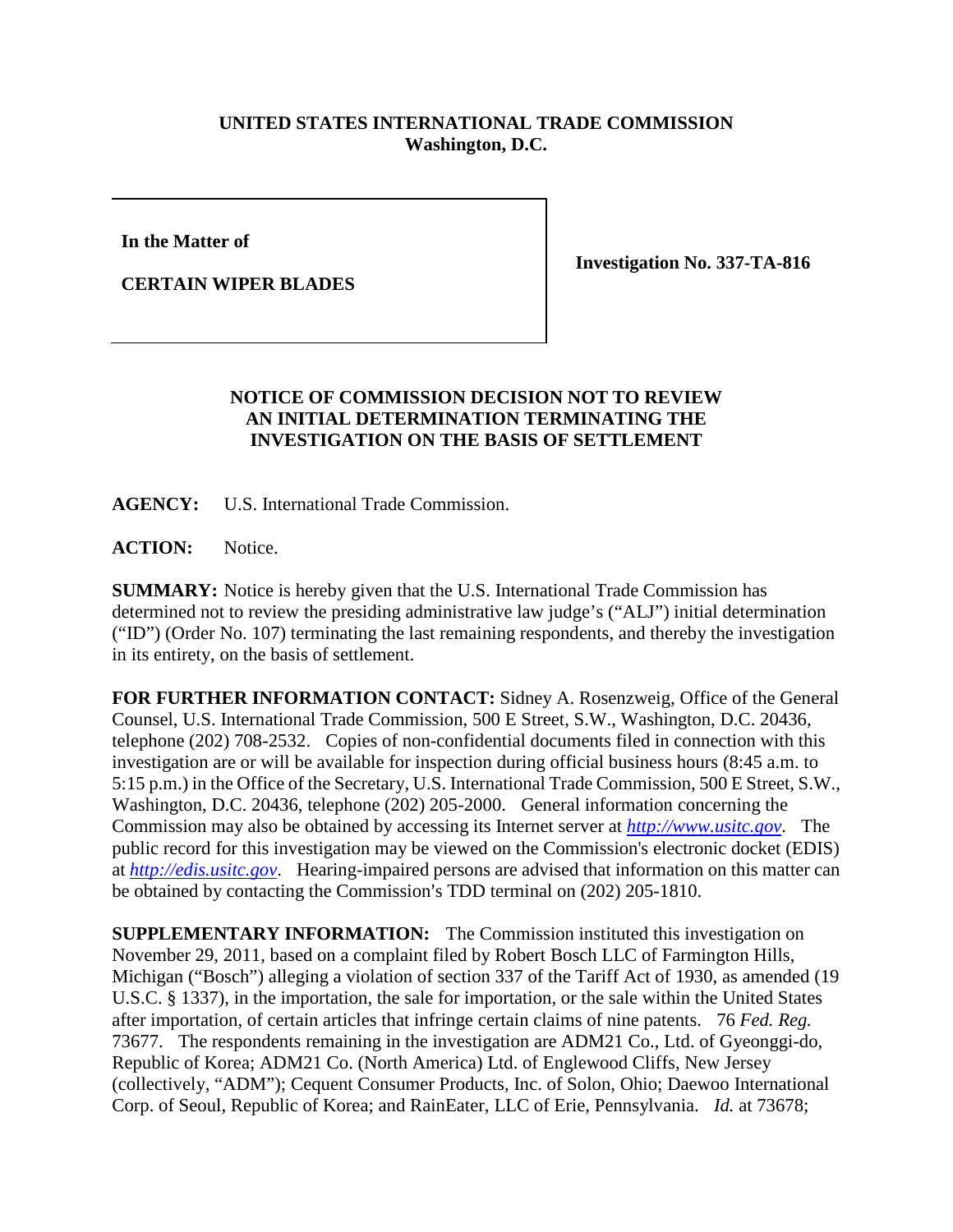**UNITED STATES INTERNATIONAL TRADE COMMISSION**
**Washington, D.C.**

| | |
|---|---|
| **In the Matter of**<br><br>**CERTAIN WIPER BLADES** | **Investigation No. 337-TA-816** |

**NOTICE OF COMMISSION DECISION NOT TO REVIEW AN INITIAL DETERMINATION TERMINATING THE INVESTIGATION ON THE BASIS OF SETTLEMENT**

**AGENCY:** U.S. International Trade Commission.

**ACTION:** Notice.

**SUMMARY:** Notice is hereby given that the U.S. International Trade Commission has determined not to review the presiding administrative law judge's ("ALJ") initial determination ("ID") (Order No. 107) terminating the last remaining respondents, and thereby the investigation in its entirety, on the basis of settlement.

**FOR FURTHER INFORMATION CONTACT:** Sidney A. Rosenzweig, Office of the General Counsel, U.S. International Trade Commission, 500 E Street, S.W., Washington, D.C. 20436, telephone (202) 708-2532. Copies of non-confidential documents filed in connection with this investigation are or will be available for inspection during official business hours (8:45 a.m. to 5:15 p.m.) in the Office of the Secretary, U.S. International Trade Commission, 500 E Street, S.W., Washington, D.C. 20436, telephone (202) 205-2000. General information concerning the Commission may also be obtained by accessing its Internet server at *http://www.usitc.gov*. The public record for this investigation may be viewed on the Commission's electronic docket (EDIS) at *http://edis.usitc.gov*. Hearing-impaired persons are advised that information on this matter can be obtained by contacting the Commission's TDD terminal on (202) 205-1810.

**SUPPLEMENTARY INFORMATION:** The Commission instituted this investigation on November 29, 2011, based on a complaint filed by Robert Bosch LLC of Farmington Hills, Michigan ("Bosch") alleging a violation of section 337 of the Tariff Act of 1930, as amended (19 U.S.C. § 1337), in the importation, the sale for importation, or the sale within the United States after importation, of certain articles that infringe certain claims of nine patents. 76 *Fed. Reg.* 73677. The respondents remaining in the investigation are ADM21 Co., Ltd. of Gyeonggi-do, Republic of Korea; ADM21 Co. (North America) Ltd. of Englewood Cliffs, New Jersey (collectively, "ADM"); Cequent Consumer Products, Inc. of Solon, Ohio; Daewoo International Corp. of Seoul, Republic of Korea; and RainEater, LLC of Erie, Pennsylvania. *Id.* at 73678;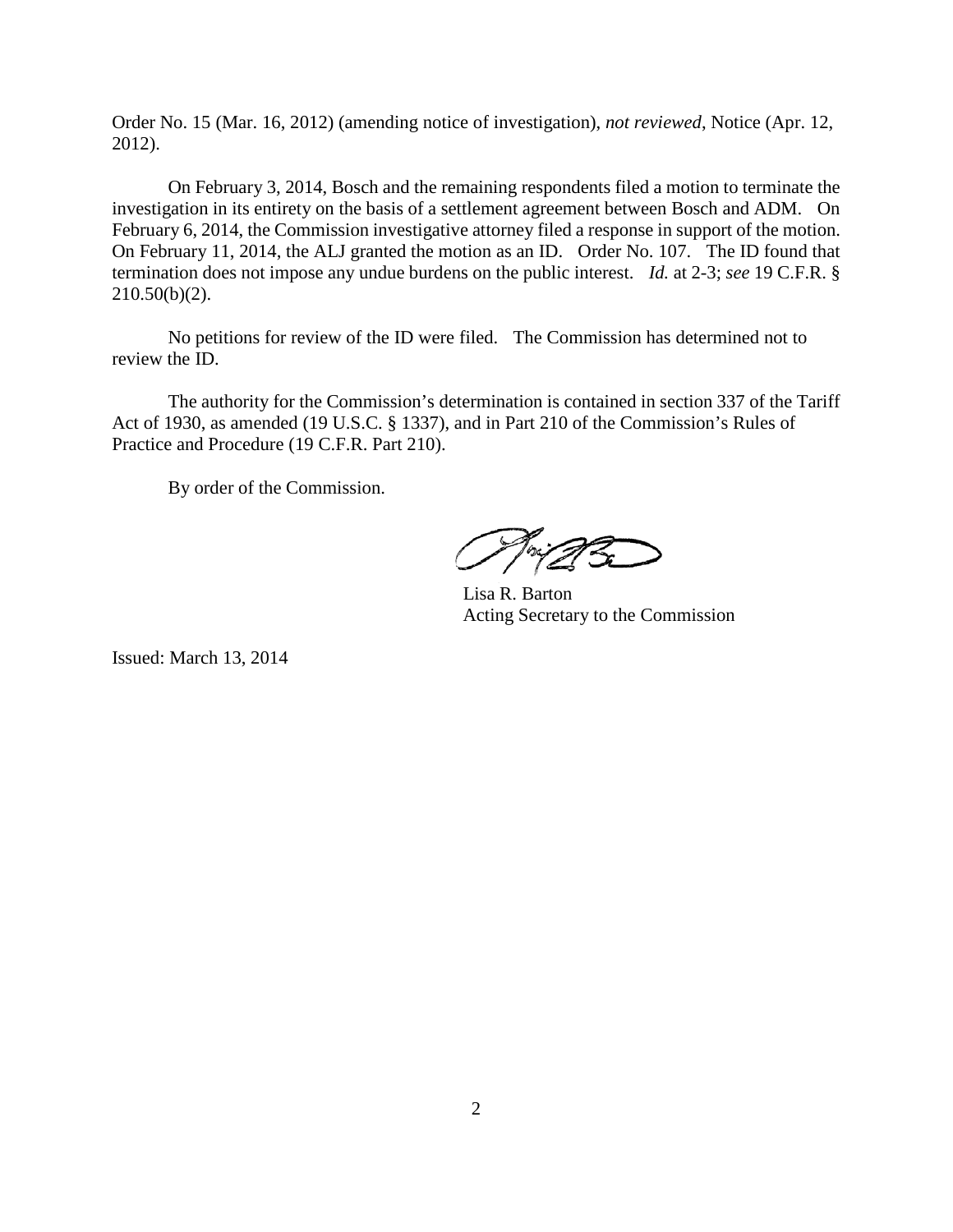Order No. 15 (Mar. 16, 2012) (amending notice of investigation), *not reviewed*, Notice (Apr. 12, 2012).

On February 3, 2014, Bosch and the remaining respondents filed a motion to terminate the investigation in its entirety on the basis of a settlement agreement between Bosch and ADM. On February 6, 2014, the Commission investigative attorney filed a response in support of the motion. On February 11, 2014, the ALJ granted the motion as an ID. Order No. 107. The ID found that termination does not impose any undue burdens on the public interest. *Id.* at 2-3; *see* 19 C.F.R. § 210.50(b)(2).

No petitions for review of the ID were filed. The Commission has determined not to review the ID.

The authority for the Commission's determination is contained in section 337 of the Tariff Act of 1930, as amended (19 U.S.C. § 1337), and in Part 210 of the Commission's Rules of Practice and Procedure (19 C.F.R. Part 210).

By order of the Commission.

Lisa R. Barton
Acting Secretary to the Commission

Issued: March 13, 2014